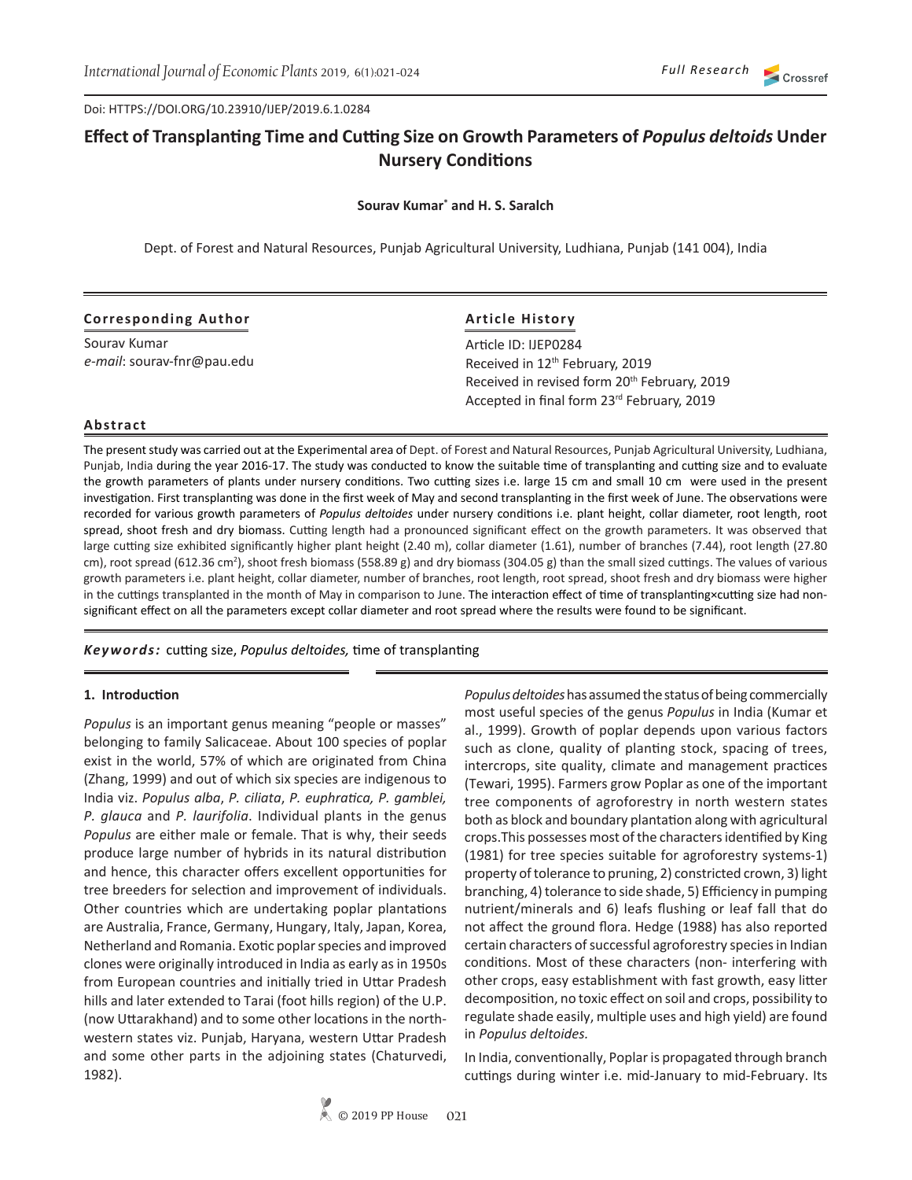Doi: HTTPS://DOI.ORG/10.23910/IJEP/2019.6.1.0284

# Effect of Transplanting Time and Cutting Size on Growth Parameters of *Populus deltoids* Under Nursery Conditions

**Sourav Kumar\* and H. S. Saralch**

Dept. of Forest and Natural Resources, Punjab Agricultural University, Ludhiana, Punjab (141 004), India

**Corresponding Author**

Sourav Kumar
*e-mail*: sourav-fnr@pau.edu

**Article History**

Article ID: IJEP0284
Received in 12th February, 2019
Received in revised form 20th February, 2019
Accepted in final form 23rd February, 2019

**Abstract**

The present study was carried out at the Experimental area of Dept. of Forest and Natural Resources, Punjab Agricultural University, Ludhiana, Punjab, India during the year 2016-17. The study was conducted to know the suitable time of transplanting and cutting size and to evaluate the growth parameters of plants under nursery conditions. Two cutting sizes i.e. large 15 cm and small 10 cm were used in the present investigation. First transplanting was done in the first week of May and second transplanting in the first week of June. The observations were recorded for various growth parameters of *Populus deltoides* under nursery conditions i.e. plant height, collar diameter, root length, root spread, shoot fresh and dry biomass. Cutting length had a pronounced significant effect on the growth parameters. It was observed that large cutting size exhibited significantly higher plant height (2.40 m), collar diameter (1.61), number of branches (7.44), root length (27.80 cm), root spread (612.36 $cm^2$), shoot fresh biomass (558.89 g) and dry biomass (304.05 g) than the small sized cuttings. The values of various growth parameters i.e. plant height, collar diameter, number of branches, root length, root spread, shoot fresh and dry biomass were higher in the cuttings transplanted in the month of May in comparison to June. The interaction effect of time of transplanting×cutting size had non-significant effect on all the parameters except collar diameter and root spread where the results were found to be significant.

***Keywords:*** cutting size, *Populus deltoides,* time of transplanting

## 1. Introduction

*Populus* is an important genus meaning "people or masses" belonging to family Salicaceae. About 100 species of poplar exist in the world, 57% of which are originated from China (Zhang, 1999) and out of which six species are indigenous to India viz. *Populus alba*, *P. ciliata*, *P. euphratica, P. gamblei, P. glauca* and *P. laurifolia*. Individual plants in the genus *Populus* are either male or female. That is why, their seeds produce large number of hybrids in its natural distribution and hence, this character offers excellent opportunities for tree breeders for selection and improvement of individuals. Other countries which are undertaking poplar plantations are Australia, France, Germany, Hungary, Italy, Japan, Korea, Netherland and Romania. Exotic poplar species and improved clones were originally introduced in India as early as in 1950s from European countries and initially tried in Uttar Pradesh hills and later extended to Tarai (foot hills region) of the U.P. (now Uttarakhand) and to some other locations in the north-western states viz. Punjab, Haryana, western Uttar Pradesh and some other parts in the adjoining states (Chaturvedi, 1982).

*Populus deltoides* has assumed the status of being commercially most useful species of the genus *Populus* in India (Kumar et al., 1999). Growth of poplar depends upon various factors such as clone, quality of planting stock, spacing of trees, intercrops, site quality, climate and management practices (Tewari, 1995). Farmers grow Poplar as one of the important tree components of agroforestry in north western states both as block and boundary plantation along with agricultural crops.This possesses most of the characters identified by King (1981) for tree species suitable for agroforestry systems-1) property of tolerance to pruning, 2) constricted crown, 3) light branching, 4) tolerance to side shade, 5) Efficiency in pumping nutrient/minerals and 6) leafs flushing or leaf fall that do not affect the ground flora. Hedge (1988) has also reported certain characters of successful agroforestry species in Indian conditions. Most of these characters (non- interfering with other crops, easy establishment with fast growth, easy litter decomposition, no toxic effect on soil and crops, possibility to regulate shade easily, multiple uses and high yield) are found in *Populus deltoides.*

In India, conventionally, Poplar is propagated through branch cuttings during winter i.e. mid-January to mid-February. Its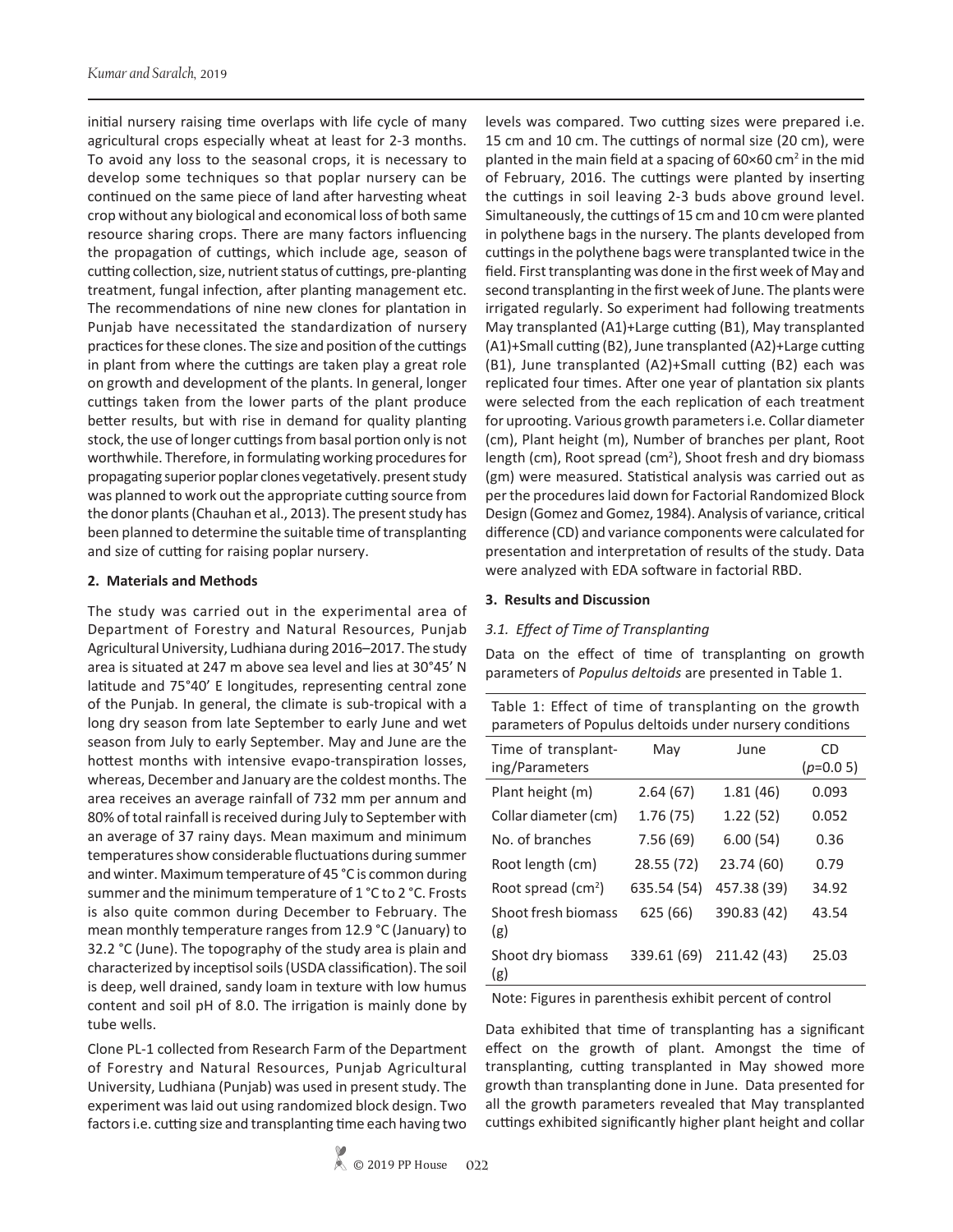initial nursery raising time overlaps with life cycle of many agricultural crops especially wheat at least for 2-3 months. To avoid any loss to the seasonal crops, it is necessary to develop some techniques so that poplar nursery can be continued on the same piece of land after harvesting wheat crop without any biological and economical loss of both same resource sharing crops. There are many factors influencing the propagation of cuttings, which include age, season of cutting collection, size, nutrient status of cuttings, pre-planting treatment, fungal infection, after planting management etc. The recommendations of nine new clones for plantation in Punjab have necessitated the standardization of nursery practices for these clones. The size and position of the cuttings in plant from where the cuttings are taken play a great role on growth and development of the plants. In general, longer cuttings taken from the lower parts of the plant produce better results, but with rise in demand for quality planting stock, the use of longer cuttings from basal portion only is not worthwhile. Therefore, in formulating working procedures for propagating superior poplar clones vegetatively. present study was planned to work out the appropriate cutting source from the donor plants (Chauhan et al., 2013). The present study has been planned to determine the suitable time of transplanting and size of cutting for raising poplar nursery.

## 2. Materials and Methods

The study was carried out in the experimental area of Department of Forestry and Natural Resources, Punjab Agricultural University, Ludhiana during 2016–2017. The study area is situated at 247 m above sea level and lies at 30°45′ N latitude and 75°40′ E longitudes, representing central zone of the Punjab. In general, the climate is sub-tropical with a long dry season from late September to early June and wet season from July to early September. May and June are the hottest months with intensive evapo-transpiration losses, whereas, December and January are the coldest months. The area receives an average rainfall of 732 mm per annum and 80% of total rainfall is received during July to September with an average of 37 rainy days. Mean maximum and minimum temperatures show considerable fluctuations during summer and winter. Maximum temperature of 45 °C is common during summer and the minimum temperature of 1 °C to 2 °C. Frosts is also quite common during December to February. The mean monthly temperature ranges from 12.9 °C (January) to 32.2 °C (June). The topography of the study area is plain and characterized by inceptisol soils (USDA classification). The soil is deep, well drained, sandy loam in texture with low humus content and soil pH of 8.0. The irrigation is mainly done by tube wells.

Clone PL-1 collected from Research Farm of the Department of Forestry and Natural Resources, Punjab Agricultural University, Ludhiana (Punjab) was used in present study. The experiment was laid out using randomized block design. Two factors i.e. cutting size and transplanting time each having two levels was compared. Two cutting sizes were prepared i.e. 15 cm and 10 cm. The cuttings of normal size (20 cm), were planted in the main field at a spacing of 60×60 cm$^2$ in the mid of February, 2016. The cuttings were planted by inserting the cuttings in soil leaving 2-3 buds above ground level. Simultaneously, the cuttings of 15 cm and 10 cm were planted in polythene bags in the nursery. The plants developed from cuttings in the polythene bags were transplanted twice in the field. First transplanting was done in the first week of May and second transplanting in the first week of June. The plants were irrigated regularly. So experiment had following treatments May transplanted (A1)+Large cutting (B1), May transplanted (A1)+Small cutting (B2), June transplanted (A2)+Large cutting (B1), June transplanted (A2)+Small cutting (B2) each was replicated four times. After one year of plantation six plants were selected from the each replication of each treatment for uprooting. Various growth parameters i.e. Collar diameter (cm), Plant height (m), Number of branches per plant, Root length (cm), Root spread (cm$^2$), Shoot fresh and dry biomass (gm) were measured. Statistical analysis was carried out as per the procedures laid down for Factorial Randomized Block Design (Gomez and Gomez, 1984). Analysis of variance, critical difference (CD) and variance components were calculated for presentation and interpretation of results of the study. Data were analyzed with EDA software in factorial RBD.

## 3. Results and Discussion

### *3.1. Effect of Time of Transplanting*

Data on the effect of time of transplanting on growth parameters of *Populus deltoids* are presented in Table 1.

Table 1: Effect of time of transplanting on the growth parameters of Populus deltoids under nursery conditions

| Time of transplanting/Parameters | May | June | CD ($p$=0.0 5) |
|---|---|---|---|
| Plant height (m) | 2.64 (67) | 1.81 (46) | 0.093 |
| Collar diameter (cm) | 1.76 (75) | 1.22 (52) | 0.052 |
| No. of branches | 7.56 (69) | 6.00 (54) | 0.36 |
| Root length (cm) | 28.55 (72) | 23.74 (60) | 0.79 |
| Root spread (cm$^2$) | 635.54 (54) | 457.38 (39) | 34.92 |
| Shoot fresh biomass (g) | 625 (66) | 390.83 (42) | 43.54 |
| Shoot dry biomass (g) | 339.61 (69) | 211.42 (43) | 25.03 |

Note: Figures in parenthesis exhibit percent of control

Data exhibited that time of transplanting has a significant effect on the growth of plant. Amongst the time of transplanting, cutting transplanted in May showed more growth than transplanting done in June. Data presented for all the growth parameters revealed that May transplanted cuttings exhibited significantly higher plant height and collar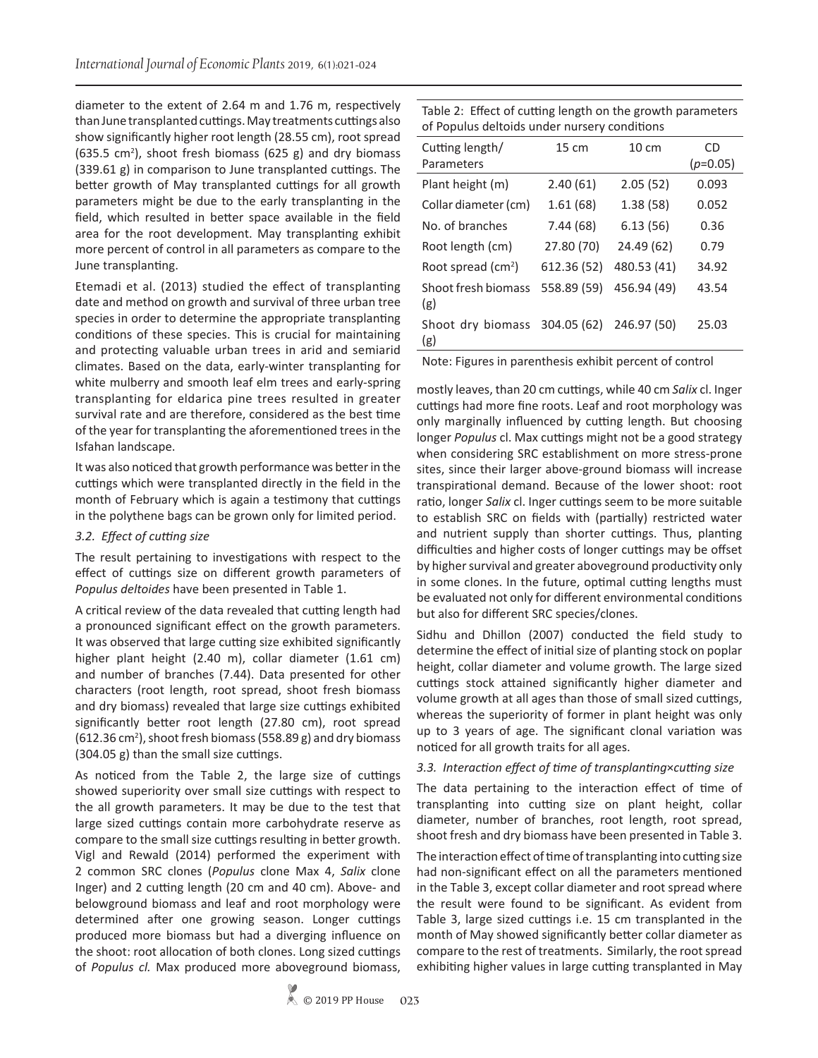diameter to the extent of 2.64 m and 1.76 m, respectively than June transplanted cuttings. May treatments cuttings also show significantly higher root length (28.55 cm), root spread (635.5 cm$^2$), shoot fresh biomass (625 g) and dry biomass (339.61 g) in comparison to June transplanted cuttings. The better growth of May transplanted cuttings for all growth parameters might be due to the early transplanting in the field, which resulted in better space available in the field area for the root development. May transplanting exhibit more percent of control in all parameters as compare to the June transplanting.

Etemadi et al. (2013) studied the effect of transplanting date and method on growth and survival of three urban tree species in order to determine the appropriate transplanting conditions of these species. This is crucial for maintaining and protecting valuable urban trees in arid and semiarid climates. Based on the data, early-winter transplanting for white mulberry and smooth leaf elm trees and early-spring transplanting for eldarica pine trees resulted in greater survival rate and are therefore, considered as the best time of the year for transplanting the aforementioned trees in the Isfahan landscape.

It was also noticed that growth performance was better in the cuttings which were transplanted directly in the field in the month of February which is again a testimony that cuttings in the polythene bags can be grown only for limited period.

### 3.2. Effect of cutting size

The result pertaining to investigations with respect to the effect of cuttings size on different growth parameters of *Populus deltoides* have been presented in Table 1.

A critical review of the data revealed that cutting length had a pronounced significant effect on the growth parameters. It was observed that large cutting size exhibited significantly higher plant height (2.40 m), collar diameter (1.61 cm) and number of branches (7.44). Data presented for other characters (root length, root spread, shoot fresh biomass and dry biomass) revealed that large size cuttings exhibited significantly better root length (27.80 cm), root spread (612.36 cm$^2$), shoot fresh biomass (558.89 g) and dry biomass (304.05 g) than the small size cuttings.

As noticed from the Table 2, the large size of cuttings showed superiority over small size cuttings with respect to the all growth parameters. It may be due to the test that large sized cuttings contain more carbohydrate reserve as compare to the small size cuttings resulting in better growth. Vigl and Rewald (2014) performed the experiment with 2 common SRC clones (*Populus* clone Max 4, *Salix* clone Inger) and 2 cutting length (20 cm and 40 cm). Above- and belowground biomass and leaf and root morphology were determined after one growing season. Longer cuttings produced more biomass but had a diverging influence on the shoot: root allocation of both clones. Long sized cuttings of *Populus cl.* Max produced more aboveground biomass, mostly leaves, than 20 cm cuttings, while 40 cm *Salix* cl. Inger cuttings had more fine roots. Leaf and root morphology was only marginally influenced by cutting length. But choosing longer *Populus* cl. Max cuttings might not be a good strategy when considering SRC establishment on more stress-prone sites, since their larger above-ground biomass will increase transpirational demand. Because of the lower shoot: root ratio, longer *Salix* cl. Inger cuttings seem to be more suitable to establish SRC on fields with (partially) restricted water and nutrient supply than shorter cuttings. Thus, planting difficulties and higher costs of longer cuttings may be offset by higher survival and greater aboveground productivity only in some clones. In the future, optimal cutting lengths must be evaluated not only for different environmental conditions but also for different SRC species/clones.

Table 2: Effect of cutting length on the growth parameters of Populus deltoids under nursery conditions

| Cutting length/ Parameters | 15 cm | 10 cm | CD ($p$=0.05) |
|---|---|---|---|
| Plant height (m) | 2.40 (61) | 2.05 (52) | 0.093 |
| Collar diameter (cm) | 1.61 (68) | 1.38 (58) | 0.052 |
| No. of branches | 7.44 (68) | 6.13 (56) | 0.36 |
| Root length (cm) | 27.80 (70) | 24.49 (62) | 0.79 |
| Root spread (cm$^2$) | 612.36 (52) | 480.53 (41) | 34.92 |
| Shoot fresh biomass (g) | 558.89 (59) | 456.94 (49) | 43.54 |
| Shoot dry biomass (g) | 304.05 (62) | 246.97 (50) | 25.03 |

Note: Figures in parenthesis exhibit percent of control

Sidhu and Dhillon (2007) conducted the field study to determine the effect of initial size of planting stock on poplar height, collar diameter and volume growth. The large sized cuttings stock attained significantly higher diameter and volume growth at all ages than those of small sized cuttings, whereas the superiority of former in plant height was only up to 3 years of age. The significant clonal variation was noticed for all growth traits for all ages.

### 3.3. Interaction effect of time of transplanting×cutting size

The data pertaining to the interaction effect of time of transplanting into cutting size on plant height, collar diameter, number of branches, root length, root spread, shoot fresh and dry biomass have been presented in Table 3.

The interaction effect of time of transplanting into cutting size had non-significant effect on all the parameters mentioned in the Table 3, except collar diameter and root spread where the result were found to be significant. As evident from Table 3, large sized cuttings i.e. 15 cm transplanted in the month of May showed significantly better collar diameter as compare to the rest of treatments. Similarly, the root spread exhibiting higher values in large cutting transplanted in May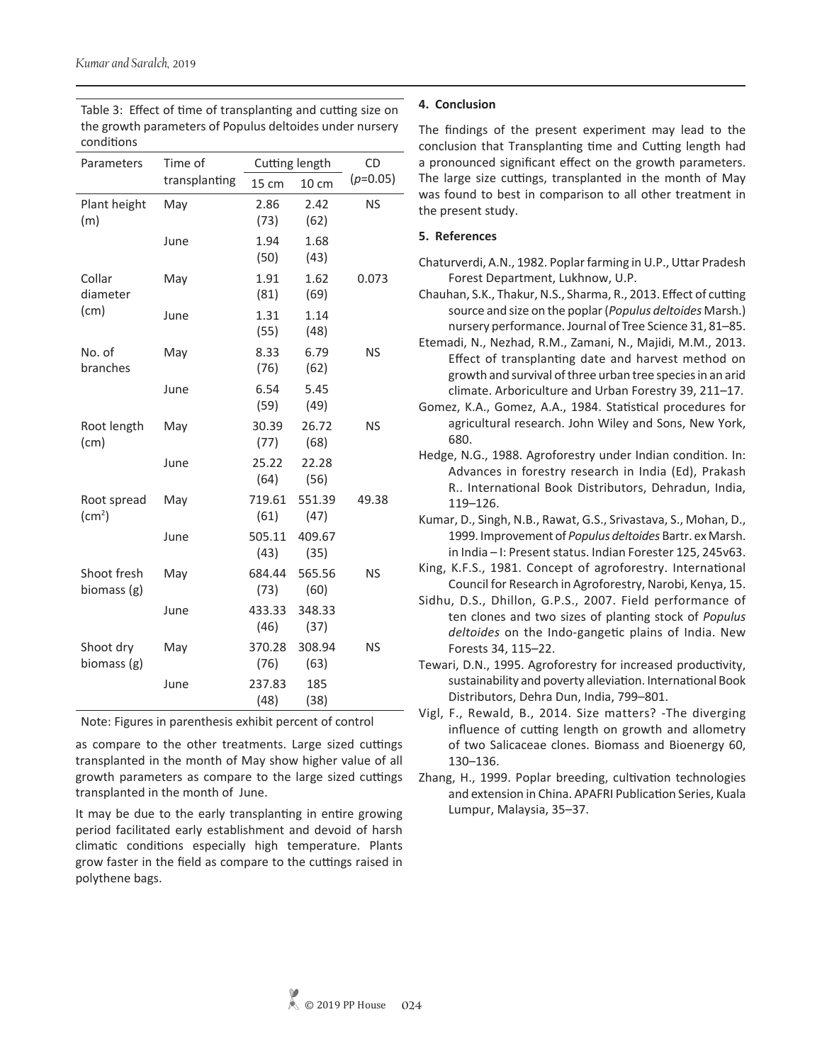Table 3: Effect of time of transplanting and cutting size on the growth parameters of Populus deltoides under nursery conditions

| Parameters | Time of transplanting | Cutting length | | CD |
|---|---|---|---|---|
| | | 15 cm | 10 cm | ($p$=0.05) |
| Plant height (m) | May | 2.86 (73) | 2.42 (62) | NS |
| | June | 1.94 (50) | 1.68 (43) | |
| Collar diameter (cm) | May | 1.91 (81) | 1.62 (69) | 0.073 |
| | June | 1.31 (55) | 1.14 (48) | |
| No. of branches | May | 8.33 (76) | 6.79 (62) | NS |
| | June | 6.54 (59) | 5.45 (49) | |
| Root length (cm) | May | 30.39 (77) | 26.72 (68) | NS |
| | June | 25.22 (64) | 22.28 (56) | |
| Root spread ($cm^2$) | May | 719.61 (61) | 551.39 (47) | 49.38 |
| | June | 505.11 (43) | 409.67 (35) | |
| Shoot fresh biomass (g) | May | 684.44 (73) | 565.56 (60) | NS |
| | June | 433.33 (46) | 348.33 (37) | |
| Shoot dry biomass (g) | May | 370.28 (76) | 308.94 (63) | NS |
| | June | 237.83 (48) | 185 (38) | |

Note: Figures in parenthesis exhibit percent of control

as compare to the other treatments. Large sized cuttings transplanted in the month of May show higher value of all growth parameters as compare to the large sized cuttings transplanted in the month of June.

It may be due to the early transplanting in entire growing period facilitated early establishment and devoid of harsh climatic conditions especially high temperature. Plants grow faster in the field as compare to the cuttings raised in polythene bags.

## 4. Conclusion

The findings of the present experiment may lead to the conclusion that Transplanting time and Cutting length had a pronounced significant effect on the growth parameters. The large size cuttings, transplanted in the month of May was found to best in comparison to all other treatment in the present study.

## 5. References

Chaturverdi, A.N., 1982. Poplar farming in U.P., Uttar Pradesh Forest Department, Lukhnow, U.P.

Chauhan, S.K., Thakur, N.S., Sharma, R., 2013. Effect of cutting source and size on the poplar (*Populus deltoides* Marsh.) nursery performance. Journal of Tree Science 31, 81–85.

Etemadi, N., Nezhad, R.M., Zamani, N., Majidi, M.M., 2013. Effect of transplanting date and harvest method on growth and survival of three urban tree species in an arid climate. Arboriculture and Urban Forestry 39, 211–17.

Gomez, K.A., Gomez, A.A., 1984. Statistical procedures for agricultural research. John Wiley and Sons, New York, 680.

Hedge, N.G., 1988. Agroforestry under Indian condition. In: Advances in forestry research in India (Ed), Prakash R.. International Book Distributors, Dehradun, India, 119–126.

Kumar, D., Singh, N.B., Rawat, G.S., Srivastava, S., Mohan, D., 1999. Improvement of *Populus deltoides* Bartr. ex Marsh. in India – I: Present status. Indian Forester 125, 245v63.

King, K.F.S., 1981. Concept of agroforestry. International Council for Research in Agroforestry, Narobi, Kenya, 15.

Sidhu, D.S., Dhillon, G.P.S., 2007. Field performance of ten clones and two sizes of planting stock of *Populus deltoides* on the Indo-gangetic plains of India. New Forests 34, 115–22.

Tewari, D.N., 1995. Agroforestry for increased productivity, sustainability and poverty alleviation. International Book Distributors, Dehra Dun, India, 799–801.

Vigl, F., Rewald, B., 2014. Size matters? -The diverging influence of cutting length on growth and allometry of two Salicaceae clones. Biomass and Bioenergy 60, 130–136.

Zhang, H., 1999. Poplar breeding, cultivation technologies and extension in China. APAFRI Publication Series, Kuala Lumpur, Malaysia, 35–37.